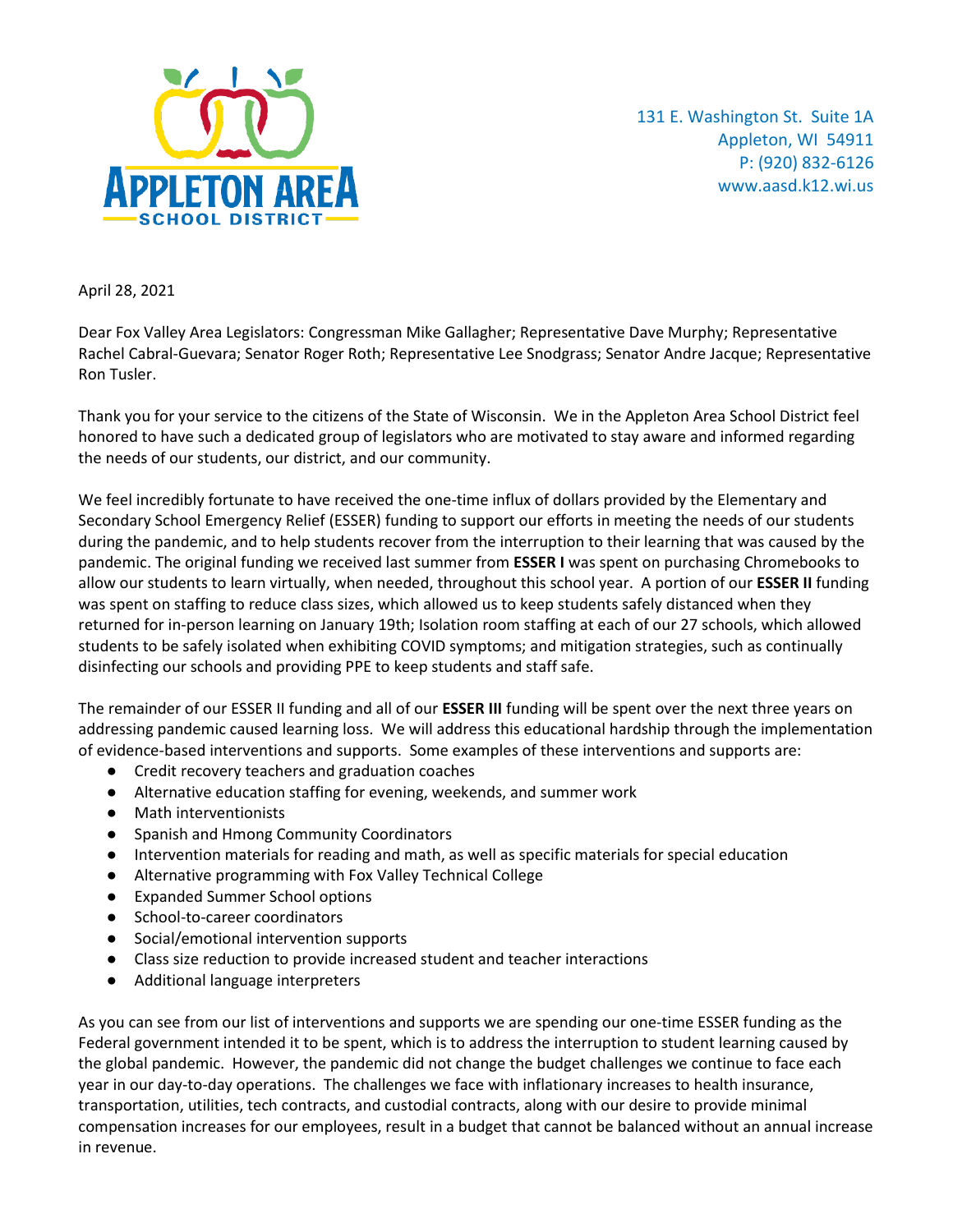APPLETON AREA SCHOOL DISTRICT

131 E. Washington St. Suite 1A
Appleton, WI 54911
P: (920) 832-6126
www.aasd.k12.wi.us

April 28, 2021

Dear Fox Valley Area Legislators: Congressman Mike Gallagher; Representative Dave Murphy; Representative Rachel Cabral-Guevara; Senator Roger Roth; Representative Lee Snodgrass; Senator Andre Jacque; Representative Ron Tusler.

Thank you for your service to the citizens of the State of Wisconsin. We in the Appleton Area School District feel honored to have such a dedicated group of legislators who are motivated to stay aware and informed regarding the needs of our students, our district, and our community.

We feel incredibly fortunate to have received the one-time influx of dollars provided by the Elementary and Secondary School Emergency Relief (ESSER) funding to support our efforts in meeting the needs of our students during the pandemic, and to help students recover from the interruption to their learning that was caused by the pandemic. The original funding we received last summer from **ESSER I** was spent on purchasing Chromebooks to allow our students to learn virtually, when needed, throughout this school year. A portion of our **ESSER II** funding was spent on staffing to reduce class sizes, which allowed us to keep students safely distanced when they returned for in-person learning on January 19th; Isolation room staffing at each of our 27 schools, which allowed students to be safely isolated when exhibiting COVID symptoms; and mitigation strategies, such as continually disinfecting our schools and providing PPE to keep students and staff safe.

The remainder of our ESSER II funding and all of our **ESSER III** funding will be spent over the next three years on addressing pandemic caused learning loss. We will address this educational hardship through the implementation of evidence-based interventions and supports. Some examples of these interventions and supports are:

- Credit recovery teachers and graduation coaches
- Alternative education staffing for evening, weekends, and summer work
- Math interventionists
- Spanish and Hmong Community Coordinators
- Intervention materials for reading and math, as well as specific materials for special education
- Alternative programming with Fox Valley Technical College
- Expanded Summer School options
- School-to-career coordinators
- Social/emotional intervention supports
- Class size reduction to provide increased student and teacher interactions
- Additional language interpreters

As you can see from our list of interventions and supports we are spending our one-time ESSER funding as the Federal government intended it to be spent, which is to address the interruption to student learning caused by the global pandemic. However, the pandemic did not change the budget challenges we continue to face each year in our day-to-day operations. The challenges we face with inflationary increases to health insurance, transportation, utilities, tech contracts, and custodial contracts, along with our desire to provide minimal compensation increases for our employees, result in a budget that cannot be balanced without an annual increase in revenue.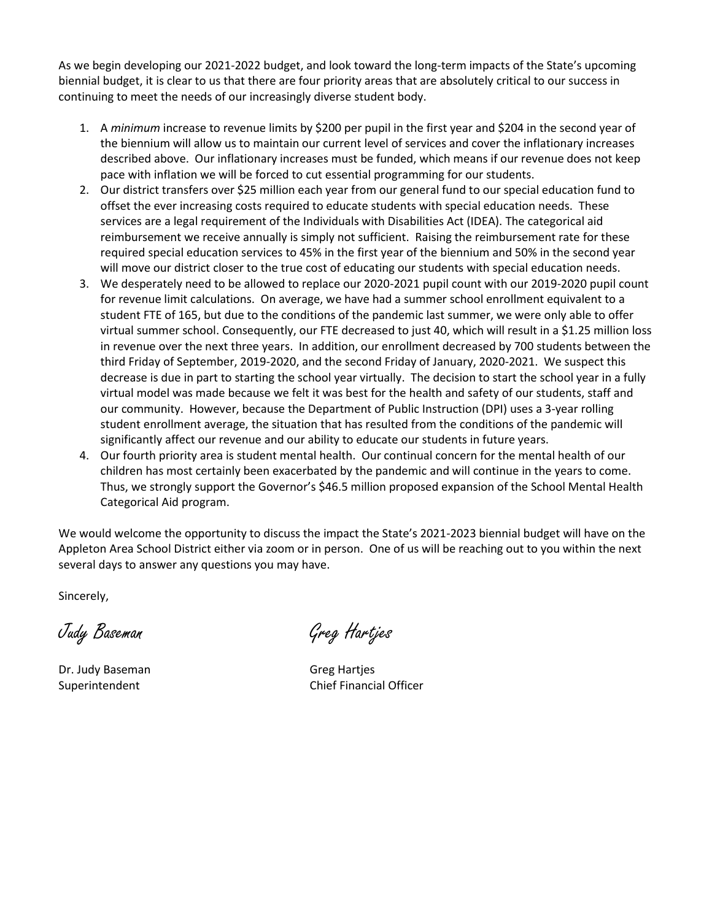As we begin developing our 2021-2022 budget, and look toward the long-term impacts of the State's upcoming biennial budget, it is clear to us that there are four priority areas that are absolutely critical to our success in continuing to meet the needs of our increasingly diverse student body.

1. A *minimum* increase to revenue limits by $200 per pupil in the first year and $204 in the second year of the biennium will allow us to maintain our current level of services and cover the inflationary increases described above. Our inflationary increases must be funded, which means if our revenue does not keep pace with inflation we will be forced to cut essential programming for our students.
2. Our district transfers over $25 million each year from our general fund to our special education fund to offset the ever increasing costs required to educate students with special education needs. These services are a legal requirement of the Individuals with Disabilities Act (IDEA). The categorical aid reimbursement we receive annually is simply not sufficient. Raising the reimbursement rate for these required special education services to 45% in the first year of the biennium and 50% in the second year will move our district closer to the true cost of educating our students with special education needs.
3. We desperately need to be allowed to replace our 2020-2021 pupil count with our 2019-2020 pupil count for revenue limit calculations. On average, we have had a summer school enrollment equivalent to a student FTE of 165, but due to the conditions of the pandemic last summer, we were only able to offer virtual summer school. Consequently, our FTE decreased to just 40, which will result in a $1.25 million loss in revenue over the next three years. In addition, our enrollment decreased by 700 students between the third Friday of September, 2019-2020, and the second Friday of January, 2020-2021. We suspect this decrease is due in part to starting the school year virtually. The decision to start the school year in a fully virtual model was made because we felt it was best for the health and safety of our students, staff and our community. However, because the Department of Public Instruction (DPI) uses a 3-year rolling student enrollment average, the situation that has resulted from the conditions of the pandemic will significantly affect our revenue and our ability to educate our students in future years.
4. Our fourth priority area is student mental health. Our continual concern for the mental health of our children has most certainly been exacerbated by the pandemic and will continue in the years to come. Thus, we strongly support the Governor's $46.5 million proposed expansion of the School Mental Health Categorical Aid program.

We would welcome the opportunity to discuss the impact the State's 2021-2023 biennial budget will have on the Appleton Area School District either via zoom or in person. One of us will be reaching out to you within the next several days to answer any questions you may have.

Sincerely,

*Judy Baseman*

Dr. Judy Baseman
Superintendent

*Greg Hartjes*

Greg Hartjes
Chief Financial Officer